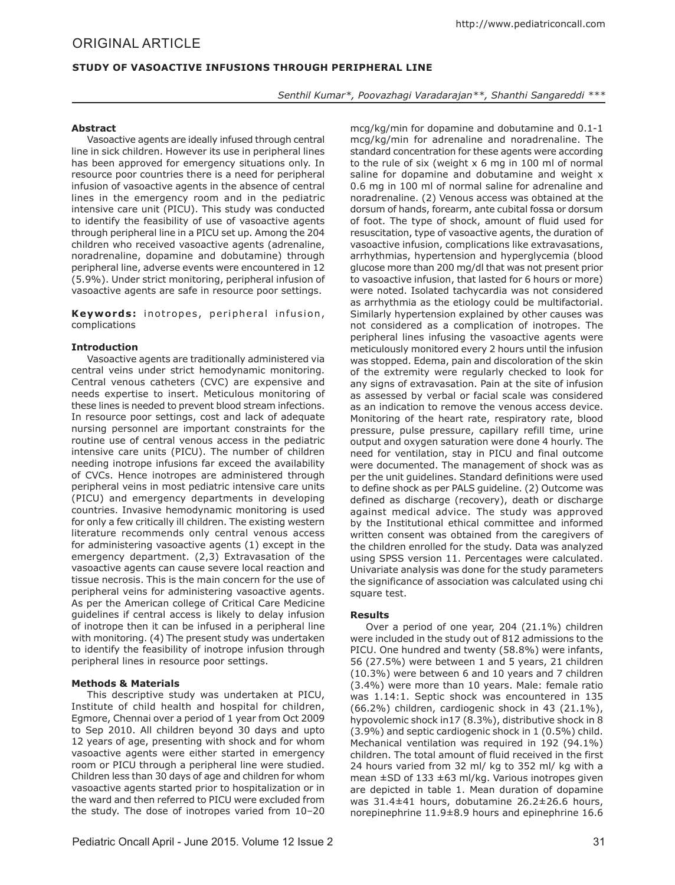ORIGINAL ARTICLE

# STUDY OF VASOACTIVE INFUSIONS THROUGH PERIPHERAL LINE

*Senthil Kumar*, Poovazhagi Varadarajan**, Shanthi Sangareddi ****

### Abstract

Vasoactive agents are ideally infused through central line in sick children. However its use in peripheral lines has been approved for emergency situations only. In resource poor countries there is a need for peripheral infusion of vasoactive agents in the absence of central lines in the emergency room and in the pediatric intensive care unit (PICU). This study was conducted to identify the feasibility of use of vasoactive agents through peripheral line in a PICU set up. Among the 204 children who received vasoactive agents (adrenaline, noradrenaline, dopamine and dobutamine) through peripheral line, adverse events were encountered in 12 (5.9%). Under strict monitoring, peripheral infusion of vasoactive agents are safe in resource poor settings.

**Keywords:** inotropes, peripheral infusion, complications

### Introduction

Vasoactive agents are traditionally administered via central veins under strict hemodynamic monitoring. Central venous catheters (CVC) are expensive and needs expertise to insert. Meticulous monitoring of these lines is needed to prevent blood stream infections. In resource poor settings, cost and lack of adequate nursing personnel are important constraints for the routine use of central venous access in the pediatric intensive care units (PICU). The number of children needing inotrope infusions far exceed the availability of CVCs. Hence inotropes are administered through peripheral veins in most pediatric intensive care units (PICU) and emergency departments in developing countries. Invasive hemodynamic monitoring is used for only a few critically ill children. The existing western literature recommends only central venous access for administering vasoactive agents (1) except in the emergency department. (2,3) Extravasation of the vasoactive agents can cause severe local reaction and tissue necrosis. This is the main concern for the use of peripheral veins for administering vasoactive agents. As per the American college of Critical Care Medicine guidelines if central access is likely to delay infusion of inotrope then it can be infused in a peripheral line with monitoring. (4) The present study was undertaken to identify the feasibility of inotrope infusion through peripheral lines in resource poor settings.

### Methods & Materials

This descriptive study was undertaken at PICU, Institute of child health and hospital for children, Egmore, Chennai over a period of 1 year from Oct 2009 to Sep 2010. All children beyond 30 days and upto 12 years of age, presenting with shock and for whom vasoactive agents were either started in emergency room or PICU through a peripheral line were studied. Children less than 30 days of age and children for whom vasoactive agents started prior to hospitalization or in the ward and then referred to PICU were excluded from the study. The dose of inotropes varied from 10–20 mcg/kg/min for dopamine and dobutamine and 0.1-1 mcg/kg/min for adrenaline and noradrenaline. The standard concentration for these agents were according to the rule of six (weight x 6 mg in 100 ml of normal saline for dopamine and dobutamine and weight x 0.6 mg in 100 ml of normal saline for adrenaline and noradrenaline. (2) Venous access was obtained at the dorsum of hands, forearm, ante cubital fossa or dorsum of foot. The type of shock, amount of fluid used for resuscitation, type of vasoactive agents, the duration of vasoactive infusion, complications like extravasations, arrhythmias, hypertension and hyperglycemia (blood glucose more than 200 mg/dl that was not present prior to vasoactive infusion, that lasted for 6 hours or more) were noted. Isolated tachycardia was not considered as arrhythmia as the etiology could be multifactorial. Similarly hypertension explained by other causes was not considered as a complication of inotropes. The peripheral lines infusing the vasoactive agents were meticulously monitored every 2 hours until the infusion was stopped. Edema, pain and discoloration of the skin of the extremity were regularly checked to look for any signs of extravasation. Pain at the site of infusion as assessed by verbal or facial scale was considered as an indication to remove the venous access device. Monitoring of the heart rate, respiratory rate, blood pressure, pulse pressure, capillary refill time, urine output and oxygen saturation were done 4 hourly. The need for ventilation, stay in PICU and final outcome were documented. The management of shock was as per the unit guidelines. Standard definitions were used to define shock as per PALS guideline. (2) Outcome was defined as discharge (recovery), death or discharge against medical advice. The study was approved by the Institutional ethical committee and informed written consent was obtained from the caregivers of the children enrolled for the study. Data was analyzed using SPSS version 11. Percentages were calculated. Univariate analysis was done for the study parameters the significance of association was calculated using chi square test.

### Results

Over a period of one year, 204 (21.1%) children were included in the study out of 812 admissions to the PICU. One hundred and twenty (58.8%) were infants, 56 (27.5%) were between 1 and 5 years, 21 children (10.3%) were between 6 and 10 years and 7 children (3.4%) were more than 10 years. Male: female ratio was 1.14:1. Septic shock was encountered in 135 (66.2%) children, cardiogenic shock in 43 (21.1%), hypovolemic shock in17 (8.3%), distributive shock in 8 (3.9%) and septic cardiogenic shock in 1 (0.5%) child. Mechanical ventilation was required in 192 (94.1%) children. The total amount of fluid received in the first 24 hours varied from 32 ml/ kg to 352 ml/ kg with a mean ±SD of 133 ±63 ml/kg. Various inotropes given are depicted in table 1. Mean duration of dopamine was 31.4±41 hours, dobutamine 26.2±26.6 hours, norepinephrine 11.9±8.9 hours and epinephrine 16.6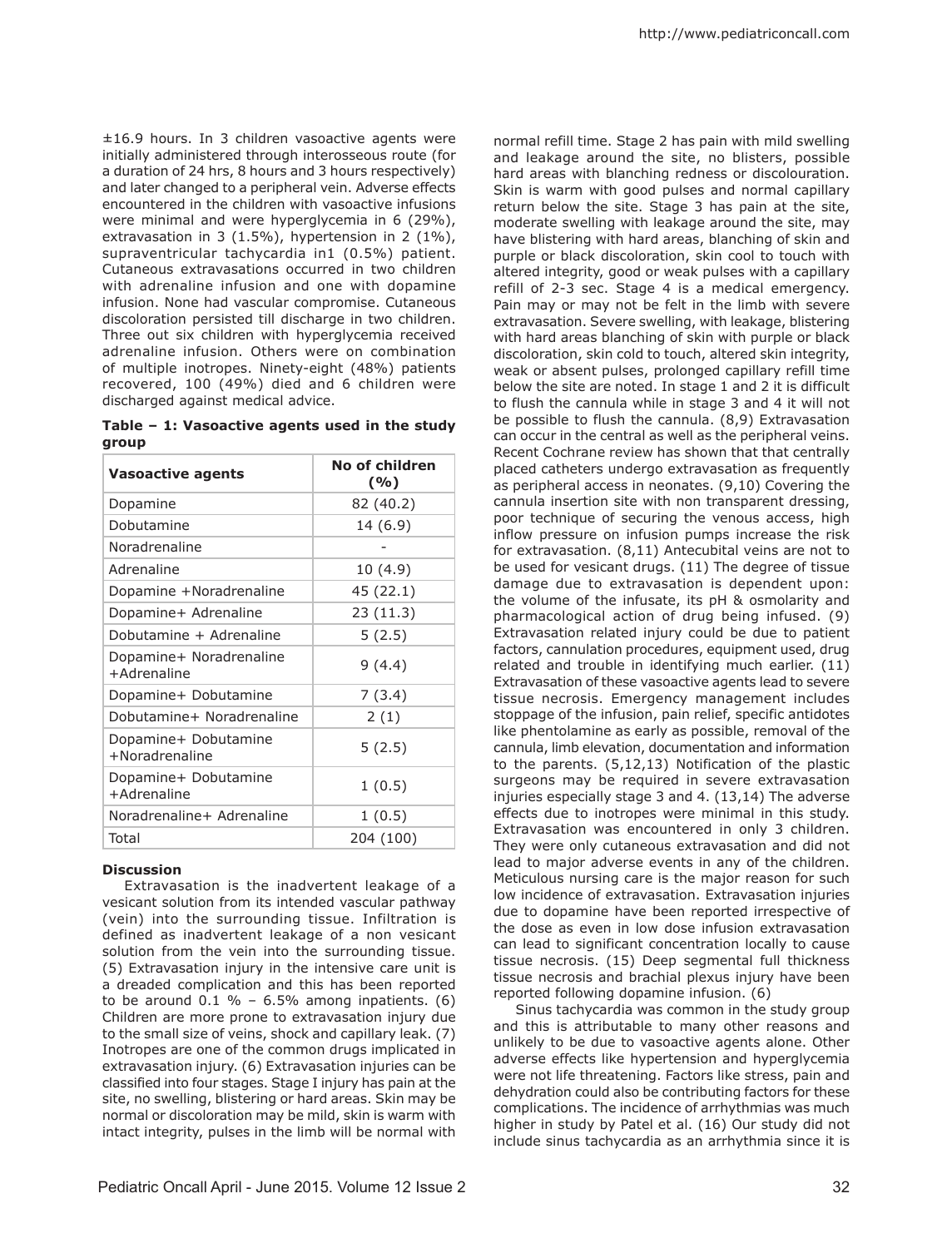±16.9 hours. In 3 children vasoactive agents were initially administered through interosseous route (for a duration of 24 hrs, 8 hours and 3 hours respectively) and later changed to a peripheral vein. Adverse effects encountered in the children with vasoactive infusions were minimal and were hyperglycemia in 6 (29%), extravasation in 3 (1.5%), hypertension in 2 (1%), supraventricular tachycardia in1 (0.5%) patient. Cutaneous extravasations occurred in two children with adrenaline infusion and one with dopamine infusion. None had vascular compromise. Cutaneous discoloration persisted till discharge in two children. Three out six children with hyperglycemia received adrenaline infusion. Others were on combination of multiple inotropes. Ninety-eight (48%) patients recovered, 100 (49%) died and 6 children were discharged against medical advice.

**Table – 1: Vasoactive agents used in the study group**

| Vasoactive agents | No of children (%) |
|---|---|
| Dopamine | 82 (40.2) |
| Dobutamine | 14 (6.9) |
| Noradrenaline | - |
| Adrenaline | 10 (4.9) |
| Dopamine +Noradrenaline | 45 (22.1) |
| Dopamine+ Adrenaline | 23 (11.3) |
| Dobutamine + Adrenaline | 5 (2.5) |
| Dopamine+ Noradrenaline +Adrenaline | 9 (4.4) |
| Dopamine+ Dobutamine | 7 (3.4) |
| Dobutamine+ Noradrenaline | 2 (1) |
| Dopamine+ Dobutamine +Noradrenaline | 5 (2.5) |
| Dopamine+ Dobutamine +Adrenaline | 1 (0.5) |
| Noradrenaline+ Adrenaline | 1 (0.5) |
| Total | 204 (100) |

## Discussion

Extravasation is the inadvertent leakage of a vesicant solution from its intended vascular pathway (vein) into the surrounding tissue. Infiltration is defined as inadvertent leakage of a non vesicant solution from the vein into the surrounding tissue. (5) Extravasation injury in the intensive care unit is a dreaded complication and this has been reported to be around 0.1 % – 6.5% among inpatients. (6) Children are more prone to extravasation injury due to the small size of veins, shock and capillary leak. (7) Inotropes are one of the common drugs implicated in extravasation injury. (6) Extravasation injuries can be classified into four stages. Stage I injury has pain at the site, no swelling, blistering or hard areas. Skin may be normal or discoloration may be mild, skin is warm with intact integrity, pulses in the limb will be normal with normal refill time. Stage 2 has pain with mild swelling and leakage around the site, no blisters, possible hard areas with blanching redness or discolouration. Skin is warm with good pulses and normal capillary return below the site. Stage 3 has pain at the site, moderate swelling with leakage around the site, may have blistering with hard areas, blanching of skin and purple or black discoloration, skin cool to touch with altered integrity, good or weak pulses with a capillary refill of 2-3 sec. Stage 4 is a medical emergency. Pain may or may not be felt in the limb with severe extravasation. Severe swelling, with leakage, blistering with hard areas blanching of skin with purple or black discoloration, skin cold to touch, altered skin integrity, weak or absent pulses, prolonged capillary refill time below the site are noted. In stage 1 and 2 it is difficult to flush the cannula while in stage 3 and 4 it will not be possible to flush the cannula. (8,9) Extravasation can occur in the central as well as the peripheral veins. Recent Cochrane review has shown that that centrally placed catheters undergo extravasation as frequently as peripheral access in neonates. (9,10) Covering the cannula insertion site with non transparent dressing, poor technique of securing the venous access, high inflow pressure on infusion pumps increase the risk for extravasation. (8,11) Antecubital veins are not to be used for vesicant drugs. (11) The degree of tissue damage due to extravasation is dependent upon: the volume of the infusate, its pH & osmolarity and pharmacological action of drug being infused. (9) Extravasation related injury could be due to patient factors, cannulation procedures, equipment used, drug related and trouble in identifying much earlier. (11) Extravasation of these vasoactive agents lead to severe tissue necrosis. Emergency management includes stoppage of the infusion, pain relief, specific antidotes like phentolamine as early as possible, removal of the cannula, limb elevation, documentation and information to the parents. (5,12,13) Notification of the plastic surgeons may be required in severe extravasation injuries especially stage 3 and 4. (13,14) The adverse effects due to inotropes were minimal in this study. Extravasation was encountered in only 3 children. They were only cutaneous extravasation and did not lead to major adverse events in any of the children. Meticulous nursing care is the major reason for such low incidence of extravasation. Extravasation injuries due to dopamine have been reported irrespective of the dose as even in low dose infusion extravasation can lead to significant concentration locally to cause tissue necrosis. (15) Deep segmental full thickness tissue necrosis and brachial plexus injury have been reported following dopamine infusion. (6)

Sinus tachycardia was common in the study group and this is attributable to many other reasons and unlikely to be due to vasoactive agents alone. Other adverse effects like hypertension and hyperglycemia were not life threatening. Factors like stress, pain and dehydration could also be contributing factors for these complications. The incidence of arrhythmias was much higher in study by Patel et al. (16) Our study did not include sinus tachycardia as an arrhythmia since it is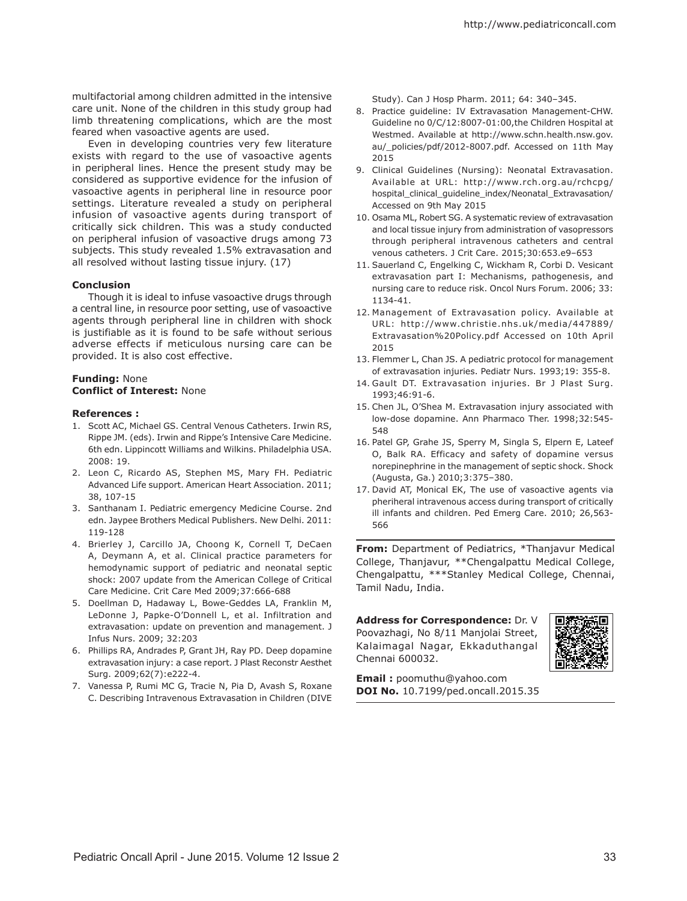multifactorial among children admitted in the intensive care unit. None of the children in this study group had limb threatening complications, which are the most feared when vasoactive agents are used.

Even in developing countries very few literature exists with regard to the use of vasoactive agents in peripheral lines. Hence the present study may be considered as supportive evidence for the infusion of vasoactive agents in peripheral line in resource poor settings. Literature revealed a study on peripheral infusion of vasoactive agents during transport of critically sick children. This was a study conducted on peripheral infusion of vasoactive drugs among 73 subjects. This study revealed 1.5% extravasation and all resolved without lasting tissue injury. (17)

**Conclusion**

Though it is ideal to infuse vasoactive drugs through a central line, in resource poor setting, use of vasoactive agents through peripheral line in children with shock is justifiable as it is found to be safe without serious adverse effects if meticulous nursing care can be provided. It is also cost effective.

**Funding:** None
**Conflict of Interest:** None

**References :**

1. Scott AC, Michael GS. Central Venous Catheters. Irwin RS, Rippe JM. (eds). Irwin and Rippe's Intensive Care Medicine. 6th edn. Lippincott Williams and Wilkins. Philadelphia USA. 2008: 19.
2. Leon C, Ricardo AS, Stephen MS, Mary FH. Pediatric Advanced Life support. American Heart Association. 2011; 38, 107-15
3. Santhanam I. Pediatric emergency Medicine Course. 2nd edn. Jaypee Brothers Medical Publishers. New Delhi. 2011: 119-128
4. Brierley J, Carcillo JA, Choong K, Cornell T, DeCaen A, Deymann A, et al. Clinical practice parameters for hemodynamic support of pediatric and neonatal septic shock: 2007 update from the American College of Critical Care Medicine. Crit Care Med 2009;37:666-688
5. Doellman D, Hadaway L, Bowe-Geddes LA, Franklin M, LeDonne J, Papke-O'Donnell L, et al. Infiltration and extravasation: update on prevention and management. J Infus Nurs. 2009; 32:203
6. Phillips RA, Andrades P, Grant JH, Ray PD. Deep dopamine extravasation injury: a case report. J Plast Reconstr Aesthet Surg. 2009;62(7):e222-4.
7. Vanessa P, Rumi MC G, Tracie N, Pia D, Avash S, Roxane C. Describing Intravenous Extravasation in Children (DIVE Study). Can J Hosp Pharm. 2011; 64: 340–345.
8. Practice guideline: IV Extravasation Management-CHW. Guideline no 0/C/12:8007-01:00,the Children Hospital at Westmed. Available at http://www.schn.health.nsw.gov.au/_policies/pdf/2012-8007.pdf. Accessed on 11th May 2015
9. Clinical Guidelines (Nursing): Neonatal Extravasation. Available at URL: http://www.rch.org.au/rchcpg/hospital_clinical_guideline_index/Neonatal_Extravasation/ Accessed on 9th May 2015
10. Osama ML, Robert SG. A systematic review of extravasation and local tissue injury from administration of vasopressors through peripheral intravenous catheters and central venous catheters. J Crit Care. 2015;30:653.e9–653
11. Sauerland C, Engelking C, Wickham R, Corbi D. Vesicant extravasation part I: Mechanisms, pathogenesis, and nursing care to reduce risk. Oncol Nurs Forum. 2006; 33: 1134-41.
12. Management of Extravasation policy. Available at URL: http://www.christie.nhs.uk/media/447889/Extravasation%20Policy.pdf Accessed on 10th April 2015
13. Flemmer L, Chan JS. A pediatric protocol for management of extravasation injuries. Pediatr Nurs. 1993;19: 355-8.
14. Gault DT. Extravasation injuries. Br J Plast Surg. 1993;46:91-6.
15. Chen JL, O'Shea M. Extravasation injury associated with low-dose dopamine. Ann Pharmaco Ther. 1998;32:545-548
16. Patel GP, Grahe JS, Sperry M, Singla S, Elpern E, Lateef O, Balk RA. Efficacy and safety of dopamine versus norepinephrine in the management of septic shock. Shock (Augusta, Ga.) 2010;3:375–380.
17. David AT, Monical EK, The use of vasoactive agents via pheriheral intravenous access during transport of critically ill infants and children. Ped Emerg Care. 2010; 26,563-566

**From:** Department of Pediatrics, *Thanjavur Medical College, Thanjavur, **Chengalpattu Medical College, Chengalpattu, ***Stanley Medical College, Chennai, Tamil Nadu, India.

**Address for Correspondence:** Dr. V Poovazhagi, No 8/11 Manjolai Street, Kalaimagal Nagar, Ekkaduthangal Chennai 600032.

**Email :** poomuthu@yahoo.com
**DOI No.** 10.7199/ped.oncall.2015.35